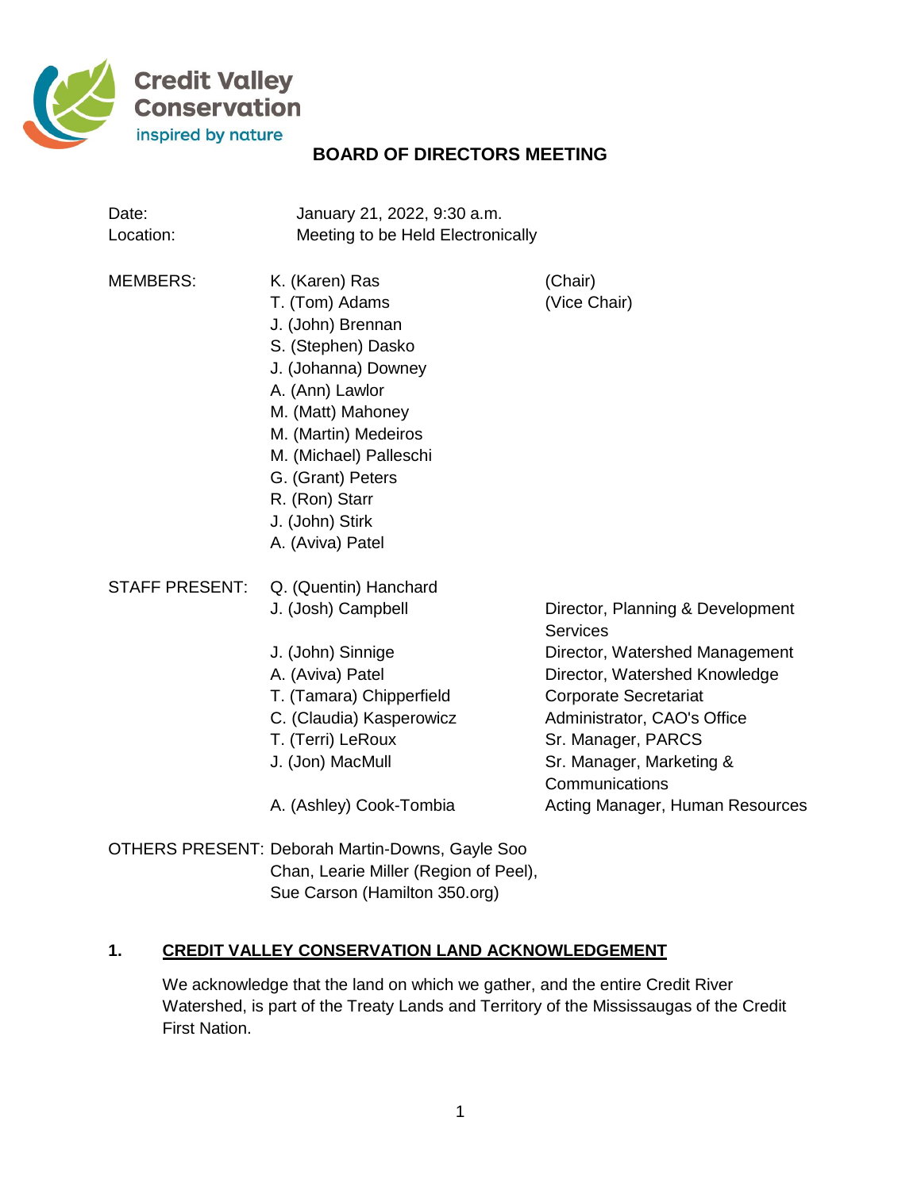Credit Valley Conservation
inspired by nature

# BOARD OF DIRECTORS MEETING

| | |
|---|---|
| Date: | January 21, 2022, 9:30 a.m. |
| Location: | Meeting to be Held Electronically |

| | | |
|---|---|---|
| MEMBERS: | K. (Karen) Ras | (Chair) |
| | T. (Tom) Adams | (Vice Chair) |
| | J. (John) Brennan | |
| | S. (Stephen) Dasko | |
| | J. (Johanna) Downey | |
| | A. (Ann) Lawlor | |
| | M. (Matt) Mahoney | |
| | M. (Martin) Medeiros | |
| | M. (Michael) Palleschi | |
| | G. (Grant) Peters | |
| | R. (Ron) Starr | |
| | J. (John) Stirk | |
| | A. (Aviva) Patel | |

| | | |
|---|---|---|
| STAFF PRESENT: | Q. (Quentin) Hanchard | |
| | J. (Josh) Campbell | Director, Planning & Development Services |
| | J. (John) Sinnige | Director, Watershed Management |
| | A. (Aviva) Patel | Director, Watershed Knowledge |
| | T. (Tamara) Chipperfield | Corporate Secretariat |
| | C. (Claudia) Kasperowicz | Administrator, CAO's Office |
| | T. (Terri) LeRoux | Sr. Manager, PARCS |
| | J. (Jon) MacMull | Sr. Manager, Marketing & Communications |
| | A. (Ashley) Cook-Tombia | Acting Manager, Human Resources |

OTHERS PRESENT: Deborah Martin-Downs, Gayle Soo Chan, Learie Miller (Region of Peel), Sue Carson (Hamilton 350.org)

## 1. CREDIT VALLEY CONSERVATION LAND ACKNOWLEDGEMENT

We acknowledge that the land on which we gather, and the entire Credit River Watershed, is part of the Treaty Lands and Territory of the Mississaugas of the Credit First Nation.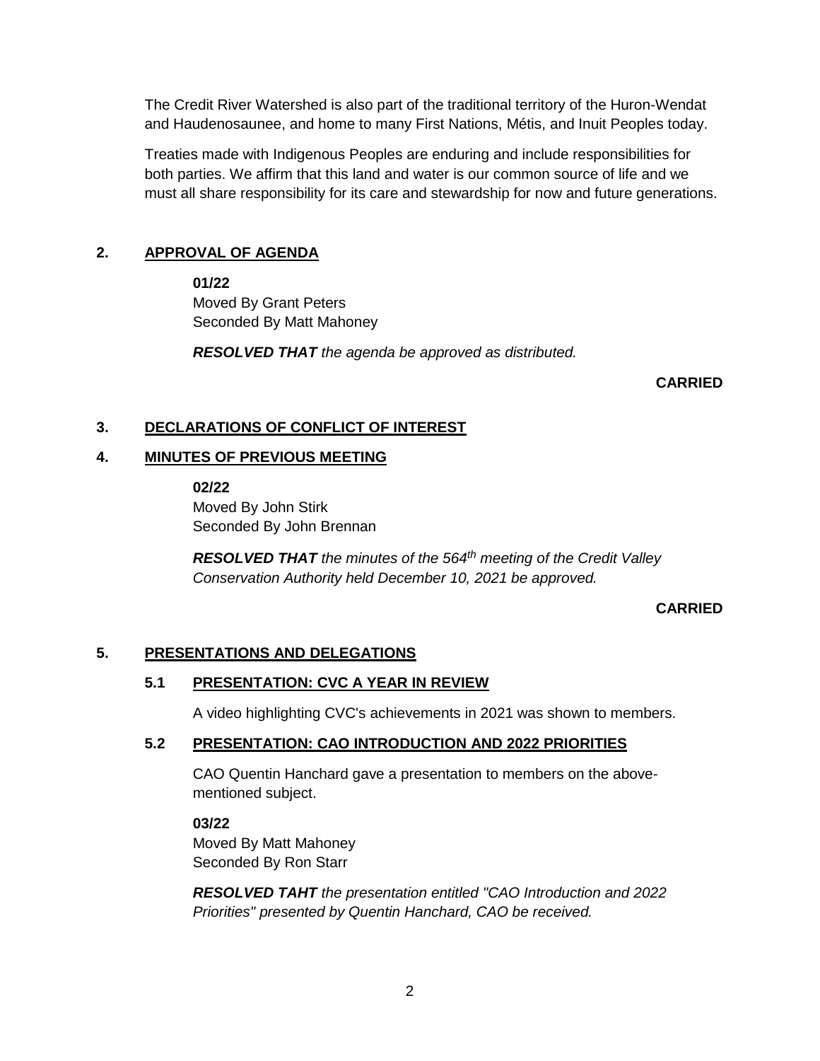The Credit River Watershed is also part of the traditional territory of the Huron-Wendat and Haudenosaunee, and home to many First Nations, Métis, and Inuit Peoples today.

Treaties made with Indigenous Peoples are enduring and include responsibilities for both parties. We affirm that this land and water is our common source of life and we must all share responsibility for its care and stewardship for now and future generations.

## 2. APPROVAL OF AGENDA

**01/22**
Moved By Grant Peters
Seconded By Matt Mahoney

***RESOLVED THAT*** *the agenda be approved as distributed.*

**CARRIED**

## 3. DECLARATIONS OF CONFLICT OF INTEREST

## 4. MINUTES OF PREVIOUS MEETING

**02/22**
Moved By John Stirk
Seconded By John Brennan

***RESOLVED THAT*** *the minutes of the 564th meeting of the Credit Valley Conservation Authority held December 10, 2021 be approved.*

**CARRIED**

## 5. PRESENTATIONS AND DELEGATIONS

### 5.1 PRESENTATION: CVC A YEAR IN REVIEW

A video highlighting CVC's achievements in 2021 was shown to members.

### 5.2 PRESENTATION: CAO INTRODUCTION AND 2022 PRIORITIES

CAO Quentin Hanchard gave a presentation to members on the above-mentioned subject.

**03/22**
Moved By Matt Mahoney
Seconded By Ron Starr

***RESOLVED TAHT*** *the presentation entitled "CAO Introduction and 2022 Priorities" presented by Quentin Hanchard, CAO be received.*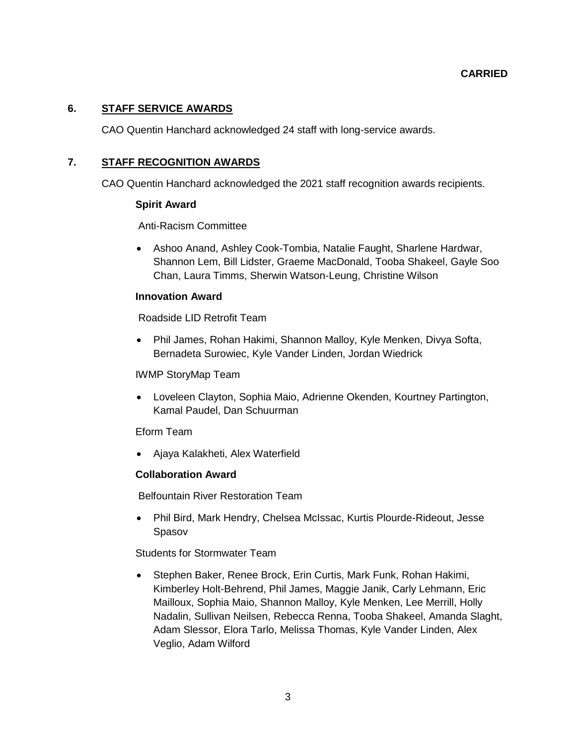**CARRIED**

## 6. STAFF SERVICE AWARDS

CAO Quentin Hanchard acknowledged 24 staff with long-service awards.

## 7. STAFF RECOGNITION AWARDS

CAO Quentin Hanchard acknowledged the 2021 staff recognition awards recipients.

**Spirit Award**

Anti-Racism Committee

- Ashoo Anand, Ashley Cook-Tombia, Natalie Faught, Sharlene Hardwar, Shannon Lem, Bill Lidster, Graeme MacDonald, Tooba Shakeel, Gayle Soo Chan, Laura Timms, Sherwin Watson-Leung, Christine Wilson

**Innovation Award**

Roadside LID Retrofit Team

- Phil James, Rohan Hakimi, Shannon Malloy, Kyle Menken, Divya Softa, Bernadeta Surowiec, Kyle Vander Linden, Jordan Wiedrick

IWMP StoryMap Team

- Loveleen Clayton, Sophia Maio, Adrienne Okenden, Kourtney Partington, Kamal Paudel, Dan Schuurman

Eform Team

- Ajaya Kalakheti, Alex Waterfield

**Collaboration Award**

Belfountain River Restoration Team

- Phil Bird, Mark Hendry, Chelsea McIssac, Kurtis Plourde-Rideout, Jesse Spasov

Students for Stormwater Team

- Stephen Baker, Renee Brock, Erin Curtis, Mark Funk, Rohan Hakimi, Kimberley Holt-Behrend, Phil James, Maggie Janik, Carly Lehmann, Eric Mailloux, Sophia Maio, Shannon Malloy, Kyle Menken, Lee Merrill, Holly Nadalin, Sullivan Neilsen, Rebecca Renna, Tooba Shakeel, Amanda Slaght, Adam Slessor, Elora Tarlo, Melissa Thomas, Kyle Vander Linden, Alex Veglio, Adam Wilford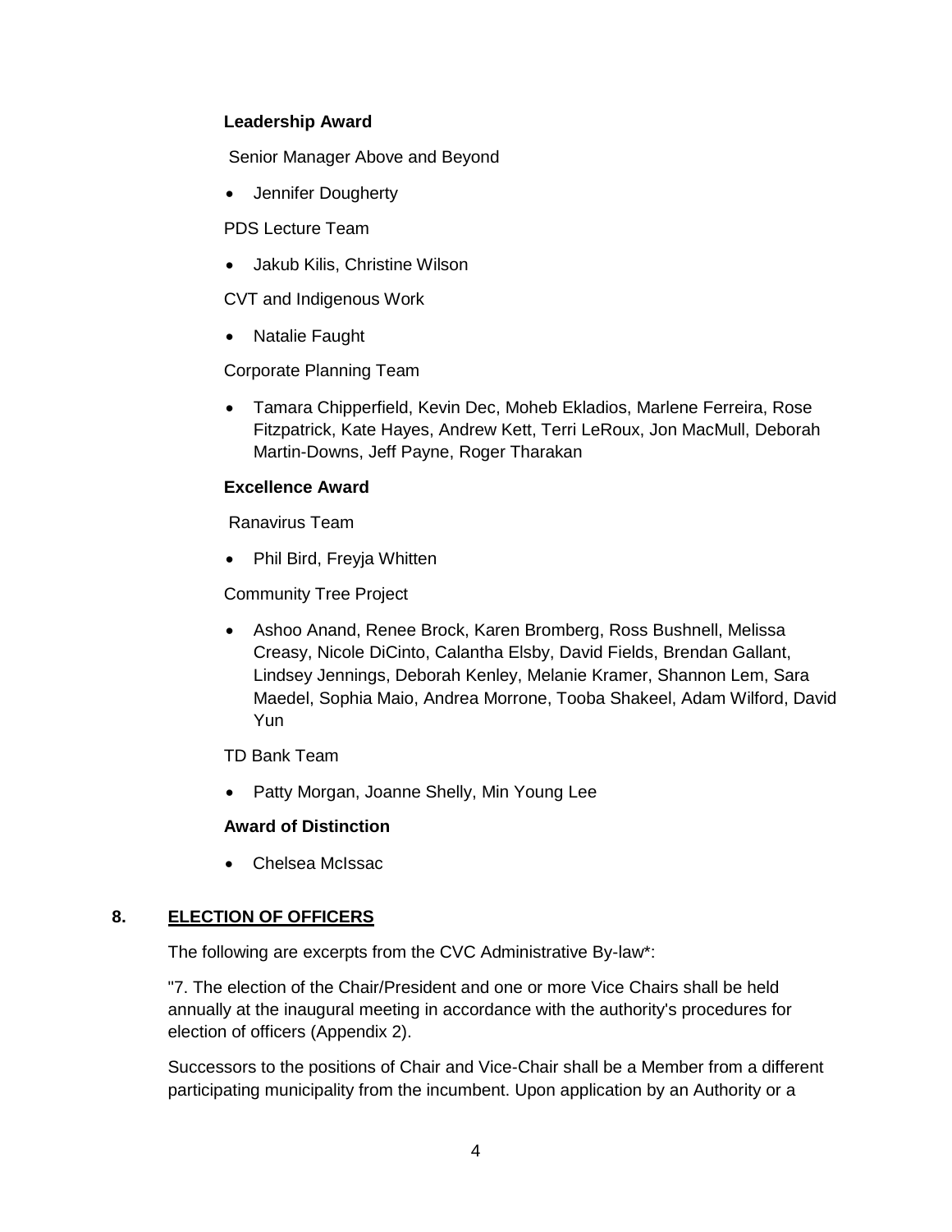**Leadership Award**

Senior Manager Above and Beyond

- Jennifer Dougherty

PDS Lecture Team

- Jakub Kilis, Christine Wilson

CVT and Indigenous Work

- Natalie Faught

Corporate Planning Team

- Tamara Chipperfield, Kevin Dec, Moheb Ekladios, Marlene Ferreira, Rose Fitzpatrick, Kate Hayes, Andrew Kett, Terri LeRoux, Jon MacMull, Deborah Martin-Downs, Jeff Payne, Roger Tharakan

**Excellence Award**

Ranavirus Team

- Phil Bird, Freyja Whitten

Community Tree Project

- Ashoo Anand, Renee Brock, Karen Bromberg, Ross Bushnell, Melissa Creasy, Nicole DiCinto, Calantha Elsby, David Fields, Brendan Gallant, Lindsey Jennings, Deborah Kenley, Melanie Kramer, Shannon Lem, Sara Maedel, Sophia Maio, Andrea Morrone, Tooba Shakeel, Adam Wilford, David Yun

TD Bank Team

- Patty Morgan, Joanne Shelly, Min Young Lee

**Award of Distinction**

- Chelsea McIssac

## 8. ELECTION OF OFFICERS

The following are excerpts from the CVC Administrative By-law*:

"7. The election of the Chair/President and one or more Vice Chairs shall be held annually at the inaugural meeting in accordance with the authority's procedures for election of officers (Appendix 2).

Successors to the positions of Chair and Vice-Chair shall be a Member from a different participating municipality from the incumbent. Upon application by an Authority or a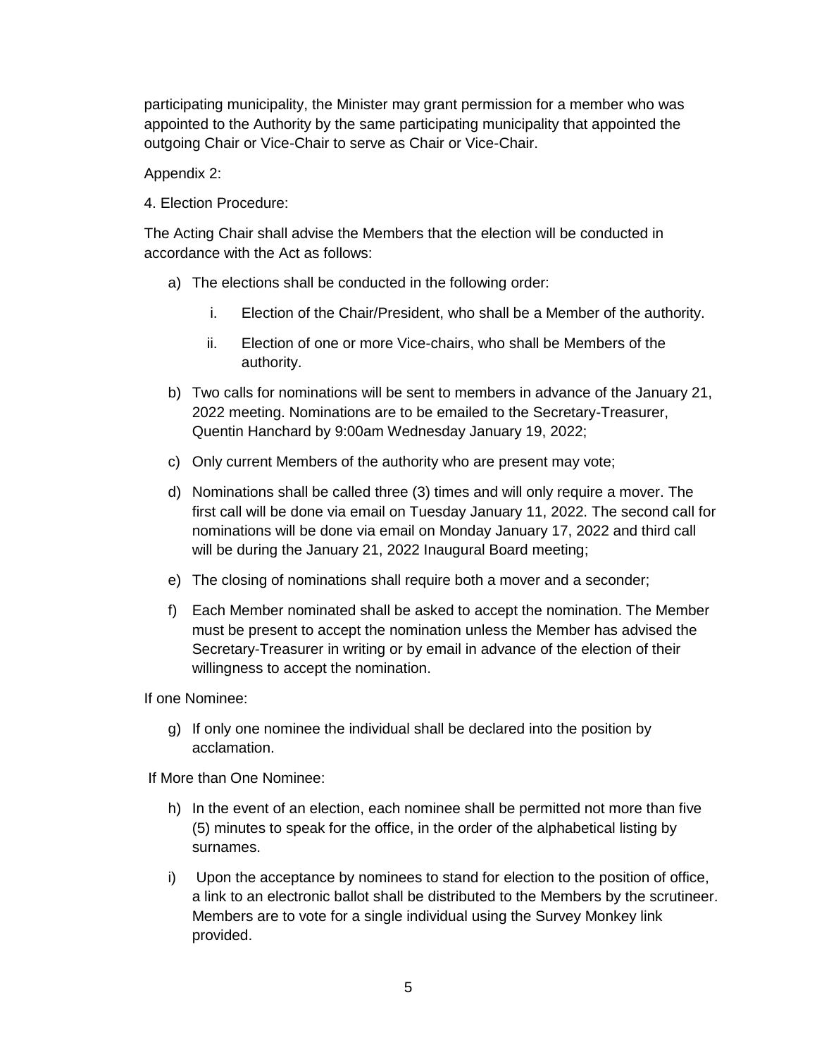participating municipality, the Minister may grant permission for a member who was appointed to the Authority by the same participating municipality that appointed the outgoing Chair or Vice-Chair to serve as Chair or Vice-Chair.

Appendix 2:

4. Election Procedure:

The Acting Chair shall advise the Members that the election will be conducted in accordance with the Act as follows:

a) The elections shall be conducted in the following order:

   i. Election of the Chair/President, who shall be a Member of the authority.

   ii. Election of one or more Vice-chairs, who shall be Members of the authority.

b) Two calls for nominations will be sent to members in advance of the January 21, 2022 meeting. Nominations are to be emailed to the Secretary-Treasurer, Quentin Hanchard by 9:00am Wednesday January 19, 2022;

c) Only current Members of the authority who are present may vote;

d) Nominations shall be called three (3) times and will only require a mover. The first call will be done via email on Tuesday January 11, 2022. The second call for nominations will be done via email on Monday January 17, 2022 and third call will be during the January 21, 2022 Inaugural Board meeting;

e) The closing of nominations shall require both a mover and a seconder;

f) Each Member nominated shall be asked to accept the nomination. The Member must be present to accept the nomination unless the Member has advised the Secretary-Treasurer in writing or by email in advance of the election of their willingness to accept the nomination.

If one Nominee:

g) If only one nominee the individual shall be declared into the position by acclamation.

If More than One Nominee:

h) In the event of an election, each nominee shall be permitted not more than five (5) minutes to speak for the office, in the order of the alphabetical listing by surnames.

i) Upon the acceptance by nominees to stand for election to the position of office, a link to an electronic ballot shall be distributed to the Members by the scrutineer. Members are to vote for a single individual using the Survey Monkey link provided.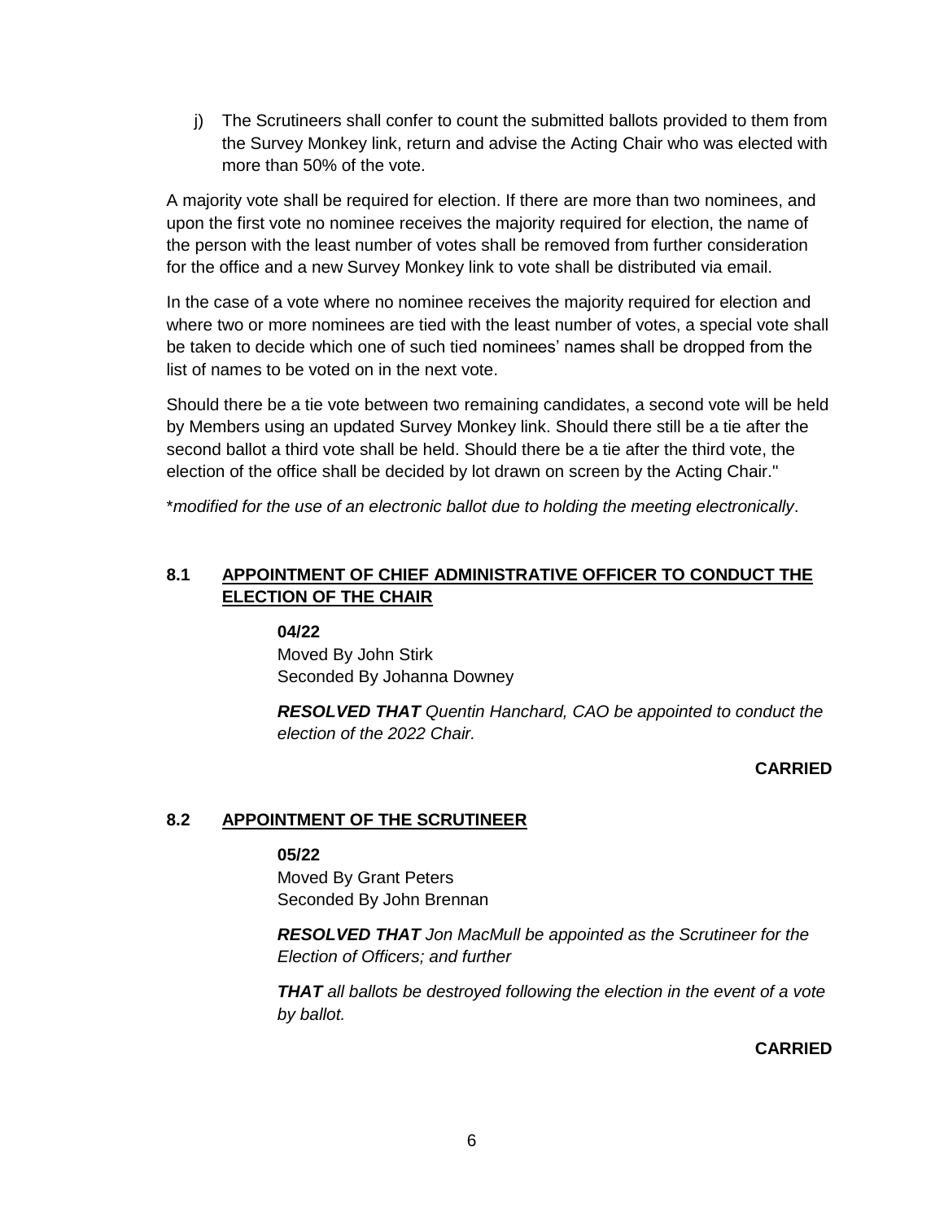j) The Scrutineers shall confer to count the submitted ballots provided to them from the Survey Monkey link, return and advise the Acting Chair who was elected with more than 50% of the vote.

A majority vote shall be required for election. If there are more than two nominees, and upon the first vote no nominee receives the majority required for election, the name of the person with the least number of votes shall be removed from further consideration for the office and a new Survey Monkey link to vote shall be distributed via email.

In the case of a vote where no nominee receives the majority required for election and where two or more nominees are tied with the least number of votes, a special vote shall be taken to decide which one of such tied nominees' names shall be dropped from the list of names to be voted on in the next vote.

Should there be a tie vote between two remaining candidates, a second vote will be held by Members using an updated Survey Monkey link. Should there still be a tie after the second ballot a third vote shall be held. Should there be a tie after the third vote, the election of the office shall be decided by lot drawn on screen by the Acting Chair."

\**modified for the use of an electronic ballot due to holding the meeting electronically*.

## 8.1 APPOINTMENT OF CHIEF ADMINISTRATIVE OFFICER TO CONDUCT THE ELECTION OF THE CHAIR

**04/22**
Moved By John Stirk
Seconded By Johanna Downey

***RESOLVED THAT*** *Quentin Hanchard, CAO be appointed to conduct the election of the 2022 Chair.*

**CARRIED**

## 8.2 APPOINTMENT OF THE SCRUTINEER

**05/22**
Moved By Grant Peters
Seconded By John Brennan

***RESOLVED THAT*** *Jon MacMull be appointed as the Scrutineer for the Election of Officers; and further*

***THAT*** *all ballots be destroyed following the election in the event of a vote by ballot.*

**CARRIED**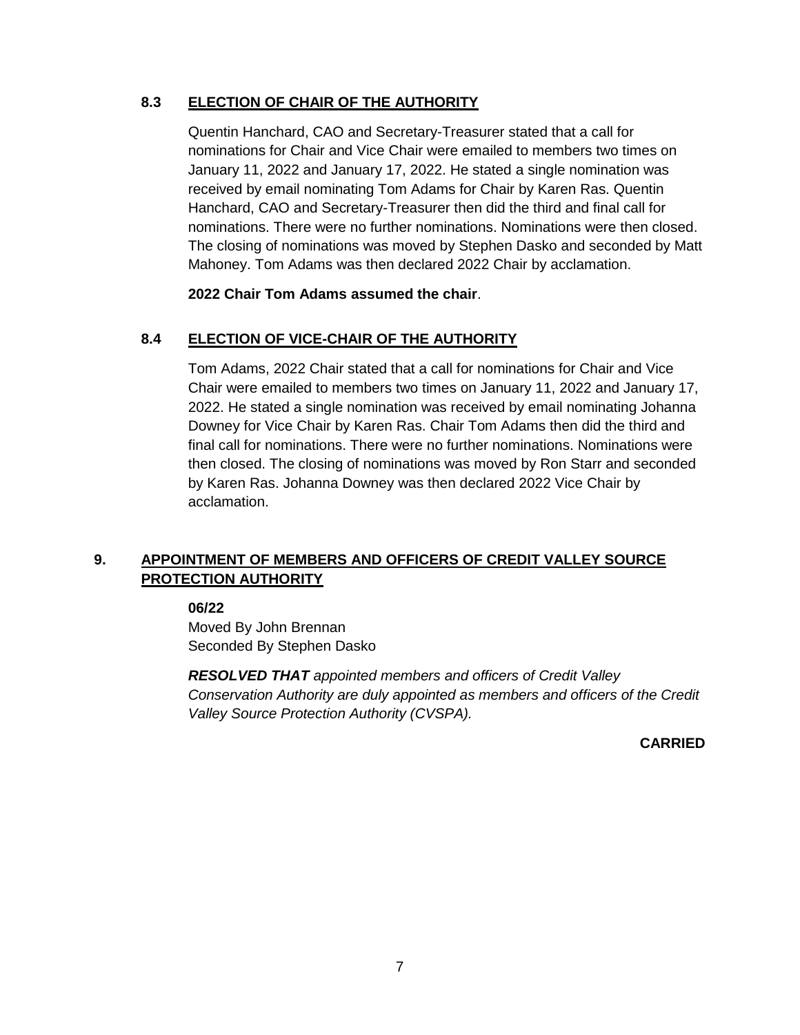### 8.3 ELECTION OF CHAIR OF THE AUTHORITY

Quentin Hanchard, CAO and Secretary-Treasurer stated that a call for nominations for Chair and Vice Chair were emailed to members two times on January 11, 2022 and January 17, 2022. He stated a single nomination was received by email nominating Tom Adams for Chair by Karen Ras. Quentin Hanchard, CAO and Secretary-Treasurer then did the third and final call for nominations. There were no further nominations. Nominations were then closed. The closing of nominations was moved by Stephen Dasko and seconded by Matt Mahoney. Tom Adams was then declared 2022 Chair by acclamation.

**2022 Chair Tom Adams assumed the chair**.

### 8.4 ELECTION OF VICE-CHAIR OF THE AUTHORITY

Tom Adams, 2022 Chair stated that a call for nominations for Chair and Vice Chair were emailed to members two times on January 11, 2022 and January 17, 2022. He stated a single nomination was received by email nominating Johanna Downey for Vice Chair by Karen Ras. Chair Tom Adams then did the third and final call for nominations. There were no further nominations. Nominations were then closed. The closing of nominations was moved by Ron Starr and seconded by Karen Ras. Johanna Downey was then declared 2022 Vice Chair by acclamation.

## 9. APPOINTMENT OF MEMBERS AND OFFICERS OF CREDIT VALLEY SOURCE PROTECTION AUTHORITY

**06/22**
Moved By John Brennan
Seconded By Stephen Dasko

***RESOLVED THAT*** *appointed members and officers of Credit Valley Conservation Authority are duly appointed as members and officers of the Credit Valley Source Protection Authority (CVSPA).*

**CARRIED**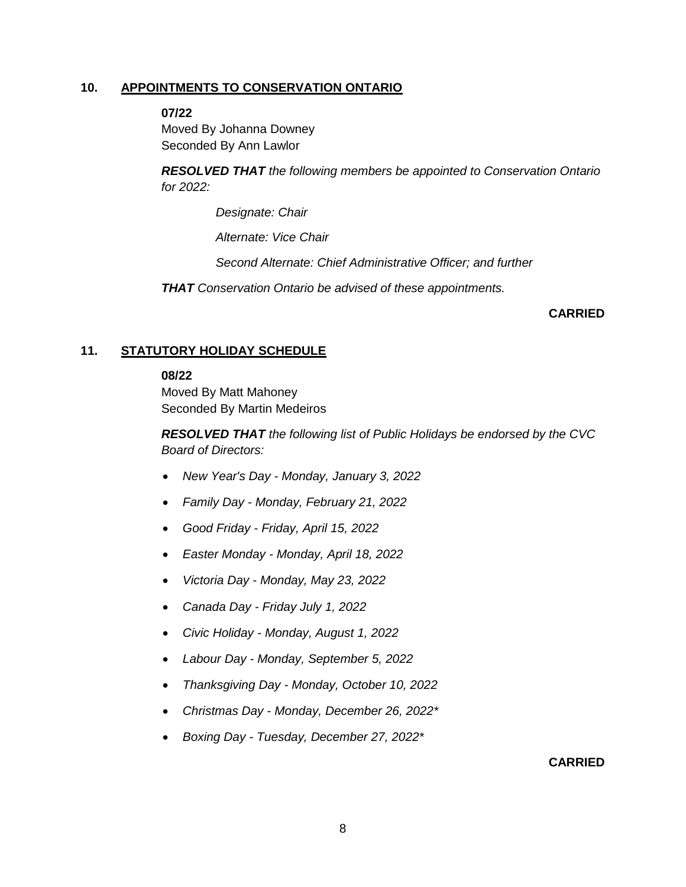## 10. APPOINTMENTS TO CONSERVATION ONTARIO

**07/22**
Moved By Johanna Downey
Seconded By Ann Lawlor

***RESOLVED THAT*** *the following members be appointed to Conservation Ontario for 2022:*

*Designate: Chair*

*Alternate: Vice Chair*

*Second Alternate: Chief Administrative Officer; and further*

***THAT*** *Conservation Ontario be advised of these appointments.*

**CARRIED**

## 11. STATUTORY HOLIDAY SCHEDULE

**08/22**
Moved By Matt Mahoney
Seconded By Martin Medeiros

***RESOLVED THAT*** *the following list of Public Holidays be endorsed by the CVC Board of Directors:*

- *New Year's Day - Monday, January 3, 2022*
- *Family Day - Monday, February 21, 2022*
- *Good Friday - Friday, April 15, 2022*
- *Easter Monday - Monday, April 18, 2022*
- *Victoria Day - Monday, May 23, 2022*
- *Canada Day - Friday July 1, 2022*
- *Civic Holiday - Monday, August 1, 2022*
- *Labour Day - Monday, September 5, 2022*
- *Thanksgiving Day - Monday, October 10, 2022*
- *Christmas Day - Monday, December 26, 2022**
- *Boxing Day - Tuesday, December 27, 2022**

**CARRIED**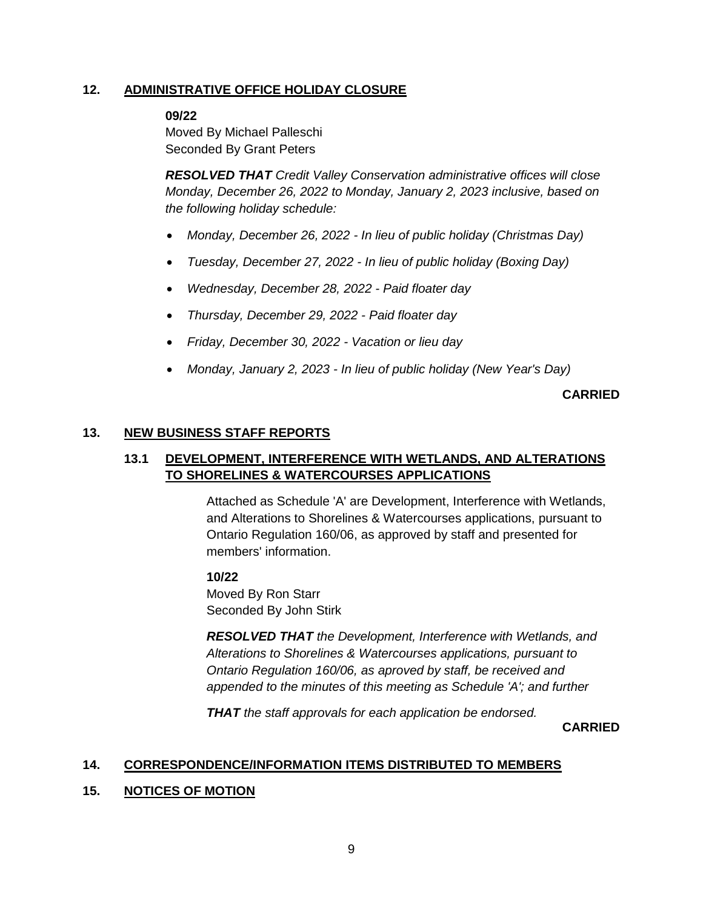## 12. ADMINISTRATIVE OFFICE HOLIDAY CLOSURE

**09/22**
Moved By Michael Palleschi
Seconded By Grant Peters

***RESOLVED THAT*** *Credit Valley Conservation administrative offices will close Monday, December 26, 2022 to Monday, January 2, 2023 inclusive, based on the following holiday schedule:*

- *Monday, December 26, 2022 - In lieu of public holiday (Christmas Day)*
- *Tuesday, December 27, 2022 - In lieu of public holiday (Boxing Day)*
- *Wednesday, December 28, 2022 - Paid floater day*
- *Thursday, December 29, 2022 - Paid floater day*
- *Friday, December 30, 2022 - Vacation or lieu day*
- *Monday, January 2, 2023 - In lieu of public holiday (New Year's Day)*

**CARRIED**

## 13. NEW BUSINESS STAFF REPORTS

### 13.1 DEVELOPMENT, INTERFERENCE WITH WETLANDS, AND ALTERATIONS TO SHORELINES & WATERCOURSES APPLICATIONS

Attached as Schedule 'A' are Development, Interference with Wetlands, and Alterations to Shorelines & Watercourses applications, pursuant to Ontario Regulation 160/06, as approved by staff and presented for members' information.

**10/22**
Moved By Ron Starr
Seconded By John Stirk

***RESOLVED THAT*** *the Development, Interference with Wetlands, and Alterations to Shorelines & Watercourses applications, pursuant to Ontario Regulation 160/06, as aproved by staff, be received and appended to the minutes of this meeting as Schedule 'A'; and further*

***THAT*** *the staff approvals for each application be endorsed.*

**CARRIED**

## 14. CORRESPONDENCE/INFORMATION ITEMS DISTRIBUTED TO MEMBERS

## 15. NOTICES OF MOTION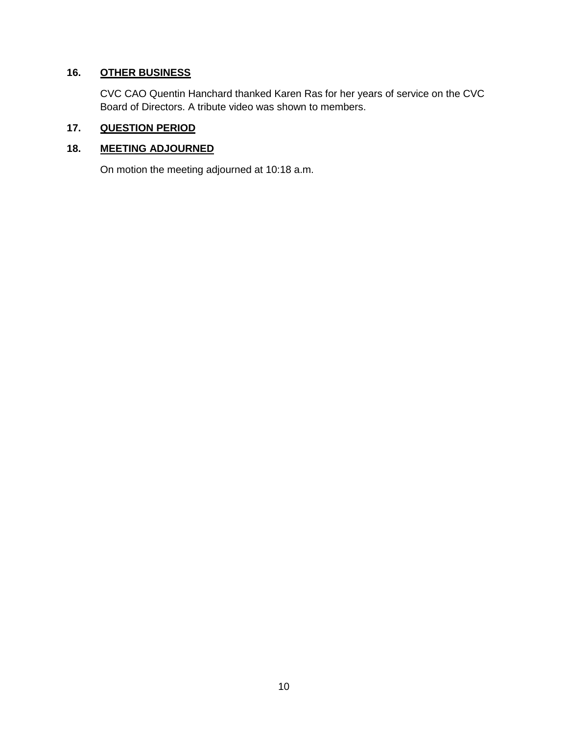## 16. OTHER BUSINESS

CVC CAO Quentin Hanchard thanked Karen Ras for her years of service on the CVC Board of Directors. A tribute video was shown to members.

## 17. QUESTION PERIOD

## 18. MEETING ADJOURNED

On motion the meeting adjourned at 10:18 a.m.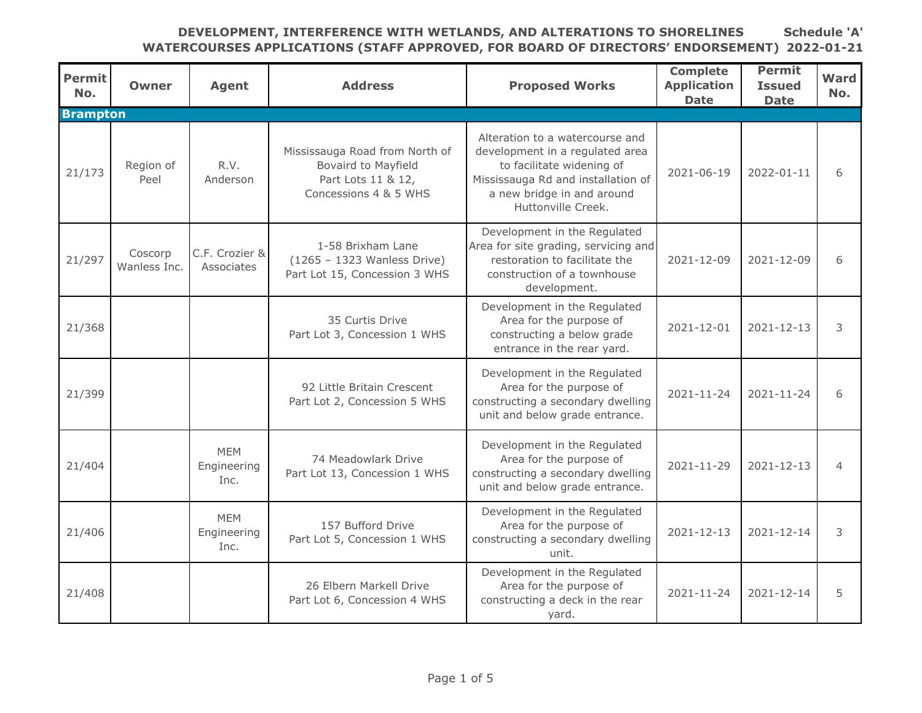**DEVELOPMENT, INTERFERENCE WITH WETLANDS, AND ALTERATIONS TO SHORELINES WATERCOURSES APPLICATIONS (STAFF APPROVED, FOR BOARD OF DIRECTORS' ENDORSEMENT)** **Schedule 'A' 2022-01-21**

| Permit No. | Owner | Agent | Address | Proposed Works | Complete Application Date | Permit Issued Date | Ward No. |
|---|---|---|---|---|---|---|---|
| **Brampton** | | | | | | | |
| 21/173 | Region of Peel | R.V. Anderson | Mississauga Road from North of Bovaird to Mayfield Part Lots 11 & 12, Concessions 4 & 5 WHS | Alteration to a watercourse and development in a regulated area to facilitate widening of Mississauga Rd and installation of a new bridge in and around Huttonville Creek. | 2021-06-19 | 2022-01-11 | 6 |
| 21/297 | Coscorp Wanless Inc. | C.F. Crozier & Associates | 1-58 Brixham Lane (1265 – 1323 Wanless Drive) Part Lot 15, Concession 3 WHS | Development in the Regulated Area for site grading, servicing and restoration to facilitate the construction of a townhouse development. | 2021-12-09 | 2021-12-09 | 6 |
| 21/368 | | | 35 Curtis Drive Part Lot 3, Concession 1 WHS | Development in the Regulated Area for the purpose of constructing a below grade entrance in the rear yard. | 2021-12-01 | 2021-12-13 | 3 |
| 21/399 | | | 92 Little Britain Crescent Part Lot 2, Concession 5 WHS | Development in the Regulated Area for the purpose of constructing a secondary dwelling unit and below grade entrance. | 2021-11-24 | 2021-11-24 | 6 |
| 21/404 | | MEM Engineering Inc. | 74 Meadowlark Drive Part Lot 13, Concession 1 WHS | Development in the Regulated Area for the purpose of constructing a secondary dwelling unit and below grade entrance. | 2021-11-29 | 2021-12-13 | 4 |
| 21/406 | | MEM Engineering Inc. | 157 Bufford Drive Part Lot 5, Concession 1 WHS | Development in the Regulated Area for the purpose of constructing a secondary dwelling unit. | 2021-12-13 | 2021-12-14 | 3 |
| 21/408 | | | 26 Elbern Markell Drive Part Lot 6, Concession 4 WHS | Development in the Regulated Area for the purpose of constructing a deck in the rear yard. | 2021-11-24 | 2021-12-14 | 5 |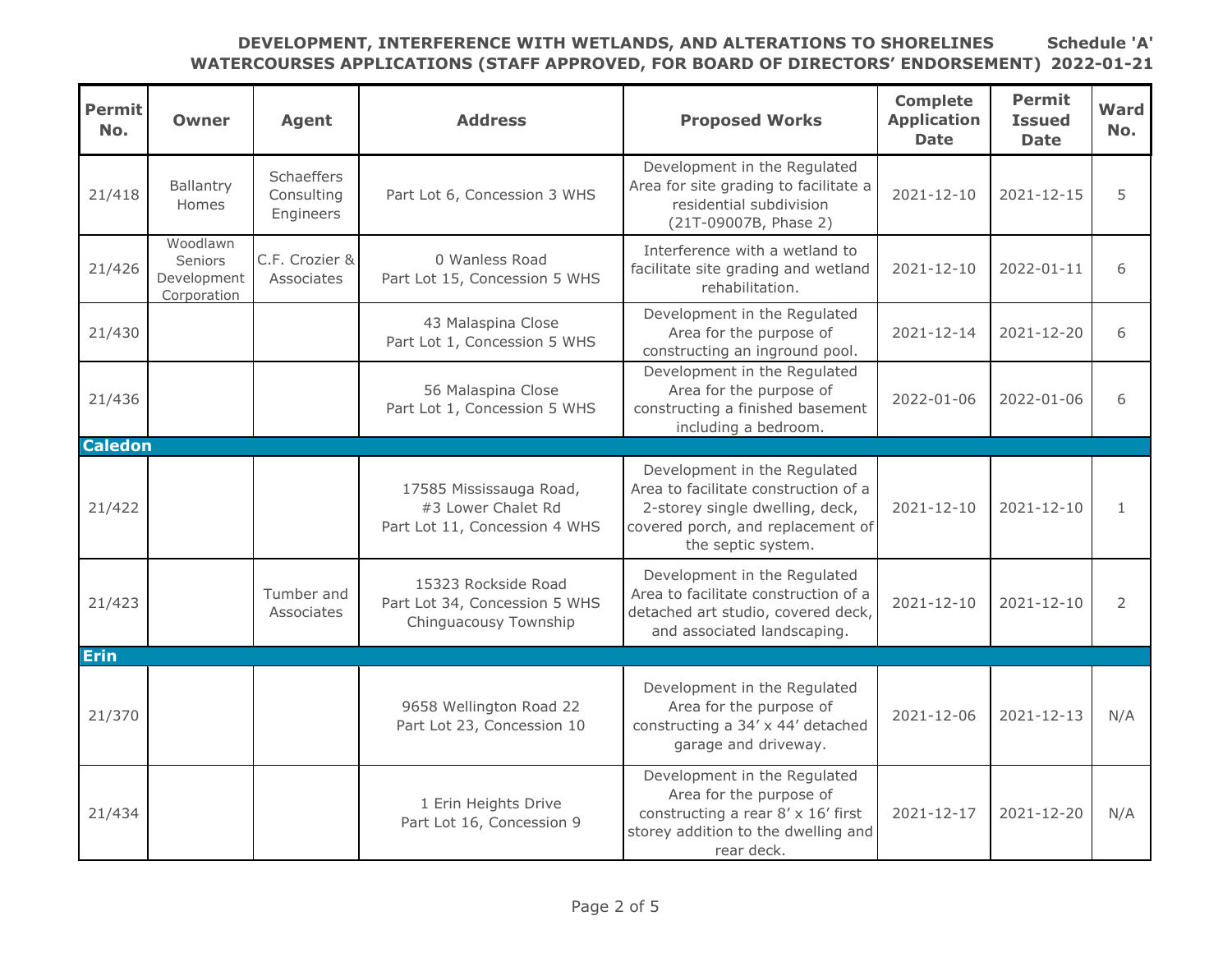**DEVELOPMENT, INTERFERENCE WITH WETLANDS, AND ALTERATIONS TO SHORELINES WATERCOURSES APPLICATIONS (STAFF APPROVED, FOR BOARD OF DIRECTORS' ENDORSEMENT)**

**Schedule 'A' 2022-01-21**

| Permit No. | Owner | Agent | Address | Proposed Works | Complete Application Date | Permit Issued Date | Ward No. |
|---|---|---|---|---|---|---|---|
| 21/418 | Ballantry Homes | Schaeffers Consulting Engineers | Part Lot 6, Concession 3 WHS | Development in the Regulated Area for site grading to facilitate a residential subdivision (21T-09007B, Phase 2) | 2021-12-10 | 2021-12-15 | 5 |
| 21/426 | Woodlawn Seniors Development Corporation | C.F. Crozier & Associates | 0 Wanless Road<br>Part Lot 15, Concession 5 WHS | Interference with a wetland to facilitate site grading and wetland rehabilitation. | 2021-12-10 | 2022-01-11 | 6 |
| 21/430 | | | 43 Malaspina Close<br>Part Lot 1, Concession 5 WHS | Development in the Regulated Area for the purpose of constructing an inground pool. | 2021-12-14 | 2021-12-20 | 6 |
| 21/436 | | | 56 Malaspina Close<br>Part Lot 1, Concession 5 WHS | Development in the Regulated Area for the purpose of constructing a finished basement including a bedroom. | 2022-01-06 | 2022-01-06 | 6 |
| **Caledon** | | | | | | | |
| 21/422 | | | 17585 Mississauga Road, #3 Lower Chalet Rd<br>Part Lot 11, Concession 4 WHS | Development in the Regulated Area to facilitate construction of a 2-storey single dwelling, deck, covered porch, and replacement of the septic system. | 2021-12-10 | 2021-12-10 | 1 |
| 21/423 | | Tumber and Associates | 15323 Rockside Road<br>Part Lot 34, Concession 5 WHS<br>Chinguacousy Township | Development in the Regulated Area to facilitate construction of a detached art studio, covered deck, and associated landscaping. | 2021-12-10 | 2021-12-10 | 2 |
| **Erin** | | | | | | | |
| 21/370 | | | 9658 Wellington Road 22<br>Part Lot 23, Concession 10 | Development in the Regulated Area for the purpose of constructing a 34' x 44' detached garage and driveway. | 2021-12-06 | 2021-12-13 | N/A |
| 21/434 | | | 1 Erin Heights Drive<br>Part Lot 16, Concession 9 | Development in the Regulated Area for the purpose of constructing a rear 8' x 16' first storey addition to the dwelling and rear deck. | 2021-12-17 | 2021-12-20 | N/A |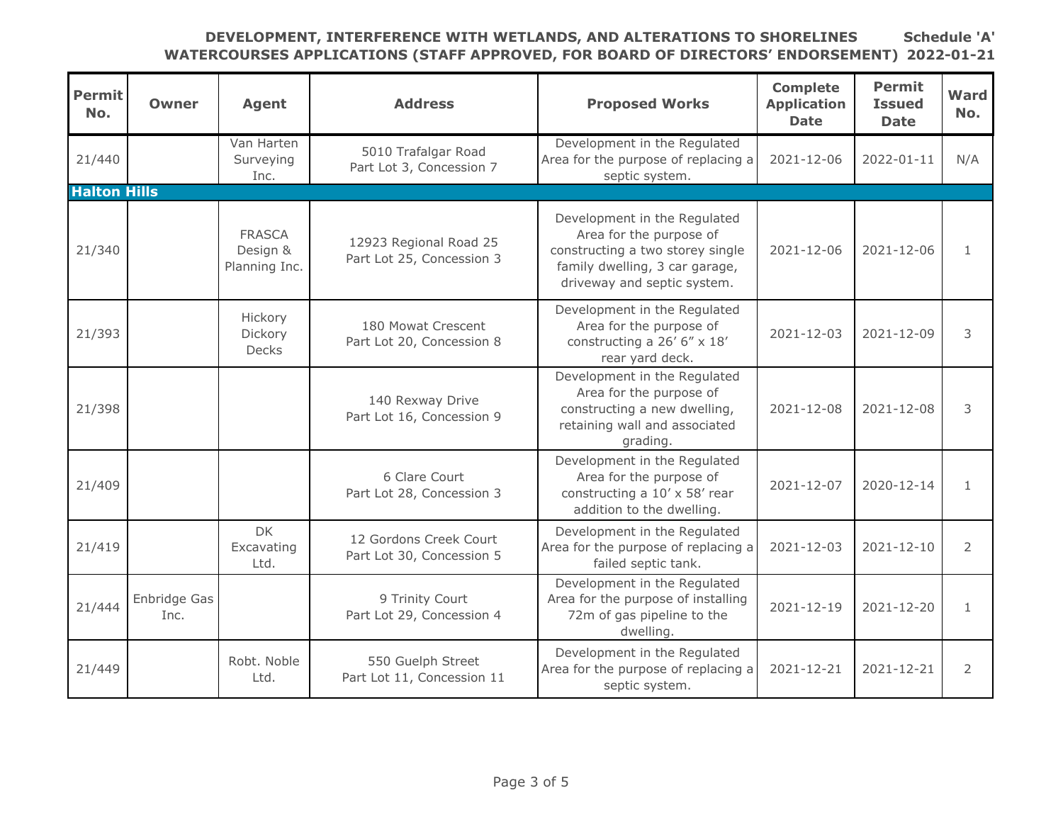**DEVELOPMENT, INTERFERENCE WITH WETLANDS, AND ALTERATIONS TO SHORELINES WATCOURSES APPLICATIONS (STAFF APPROVED, FOR BOARD OF DIRECTORS' ENDORSEMENT)**

**Schedule 'A' 2022-01-21**

| Permit No. | Owner | Agent | Address | Proposed Works | Complete Application Date | Permit Issued Date | Ward No. |
|---|---|---|---|---|---|---|---|
| 21/440 | | Van Harten Surveying Inc. | 5010 Trafalgar Road Part Lot 3, Concession 7 | Development in the Regulated Area for the purpose of replacing a septic system. | 2021-12-06 | 2022-01-11 | N/A |
| **Halton Hills** | | | | | | | |
| 21/340 | | FRASCA Design & Planning Inc. | 12923 Regional Road 25 Part Lot 25, Concession 3 | Development in the Regulated Area for the purpose of constructing a two storey single family dwelling, 3 car garage, driveway and septic system. | 2021-12-06 | 2021-12-06 | 1 |
| 21/393 | | Hickory Dickory Decks | 180 Mowat Crescent Part Lot 20, Concession 8 | Development in the Regulated Area for the purpose of constructing a 26' 6" x 18' rear yard deck. | 2021-12-03 | 2021-12-09 | 3 |
| 21/398 | | | 140 Rexway Drive Part Lot 16, Concession 9 | Development in the Regulated Area for the purpose of constructing a new dwelling, retaining wall and associated grading. | 2021-12-08 | 2021-12-08 | 3 |
| 21/409 | | | 6 Clare Court Part Lot 28, Concession 3 | Development in the Regulated Area for the purpose of constructing a 10' x 58' rear addition to the dwelling. | 2021-12-07 | 2020-12-14 | 1 |
| 21/419 | | DK Excavating Ltd. | 12 Gordons Creek Court Part Lot 30, Concession 5 | Development in the Regulated Area for the purpose of replacing a failed septic tank. | 2021-12-03 | 2021-12-10 | 2 |
| 21/444 | Enbridge Gas Inc. | | 9 Trinity Court Part Lot 29, Concession 4 | Development in the Regulated Area for the purpose of installing 72m of gas pipeline to the dwelling. | 2021-12-19 | 2021-12-20 | 1 |
| 21/449 | | Robt. Noble Ltd. | 550 Guelph Street Part Lot 11, Concession 11 | Development in the Regulated Area for the purpose of replacing a septic system. | 2021-12-21 | 2021-12-21 | 2 |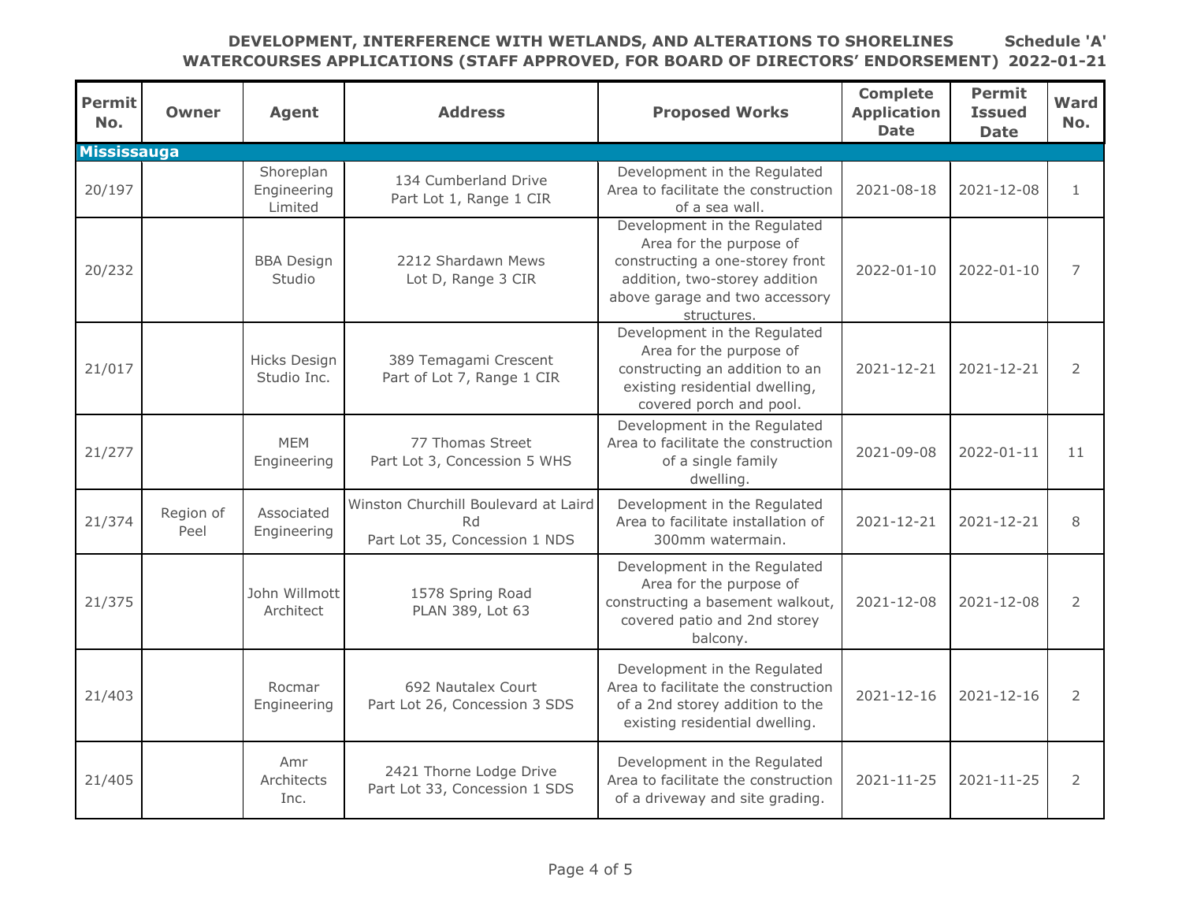**DEVELOPMENT, INTERFERENCE WITH WETLANDS, AND ALTERATIONS TO SHORELINES WATCOURSES APPLICATIONS (STAFF APPROVED, FOR BOARD OF DIRECTORS' ENDORSEMENT)**

**Schedule 'A' 2022-01-21**

| Permit No. | Owner | Agent | Address | Proposed Works | Complete Application Date | Permit Issued Date | Ward No. |
|---|---|---|---|---|---|---|---|
| **Mississauga** | | | | | | | |
| 20/197 | | Shoreplan Engineering Limited | 134 Cumberland Drive Part Lot 1, Range 1 CIR | Development in the Regulated Area to facilitate the construction of a sea wall. | 2021-08-18 | 2021-12-08 | 1 |
| 20/232 | | BBA Design Studio | 2212 Shardawn Mews Lot D, Range 3 CIR | Development in the Regulated Area for the purpose of constructing a one-storey front addition, two-storey addition above garage and two accessory structures. | 2022-01-10 | 2022-01-10 | 7 |
| 21/017 | | Hicks Design Studio Inc. | 389 Temagami Crescent Part of Lot 7, Range 1 CIR | Development in the Regulated Area for the purpose of constructing an addition to an existing residential dwelling, covered porch and pool. | 2021-12-21 | 2021-12-21 | 2 |
| 21/277 | | MEM Engineering | 77 Thomas Street Part Lot 3, Concession 5 WHS | Development in the Regulated Area to facilitate the construction of a single family dwelling. | 2021-09-08 | 2022-01-11 | 11 |
| 21/374 | Region of Peel | Associated Engineering | Winston Churchill Boulevard at Laird Rd Part Lot 35, Concession 1 NDS | Development in the Regulated Area to facilitate installation of 300mm watermain. | 2021-12-21 | 2021-12-21 | 8 |
| 21/375 | | John Willmott Architect | 1578 Spring Road PLAN 389, Lot 63 | Development in the Regulated Area for the purpose of constructing a basement walkout, covered patio and 2nd storey balcony. | 2021-12-08 | 2021-12-08 | 2 |
| 21/403 | | Rocmar Engineering | 692 Nautalex Court Part Lot 26, Concession 3 SDS | Development in the Regulated Area to facilitate the construction of a 2nd storey addition to the existing residential dwelling. | 2021-12-16 | 2021-12-16 | 2 |
| 21/405 | | Amr Architects Inc. | 2421 Thorne Lodge Drive Part Lot 33, Concession 1 SDS | Development in the Regulated Area to facilitate the construction of a driveway and site grading. | 2021-11-25 | 2021-11-25 | 2 |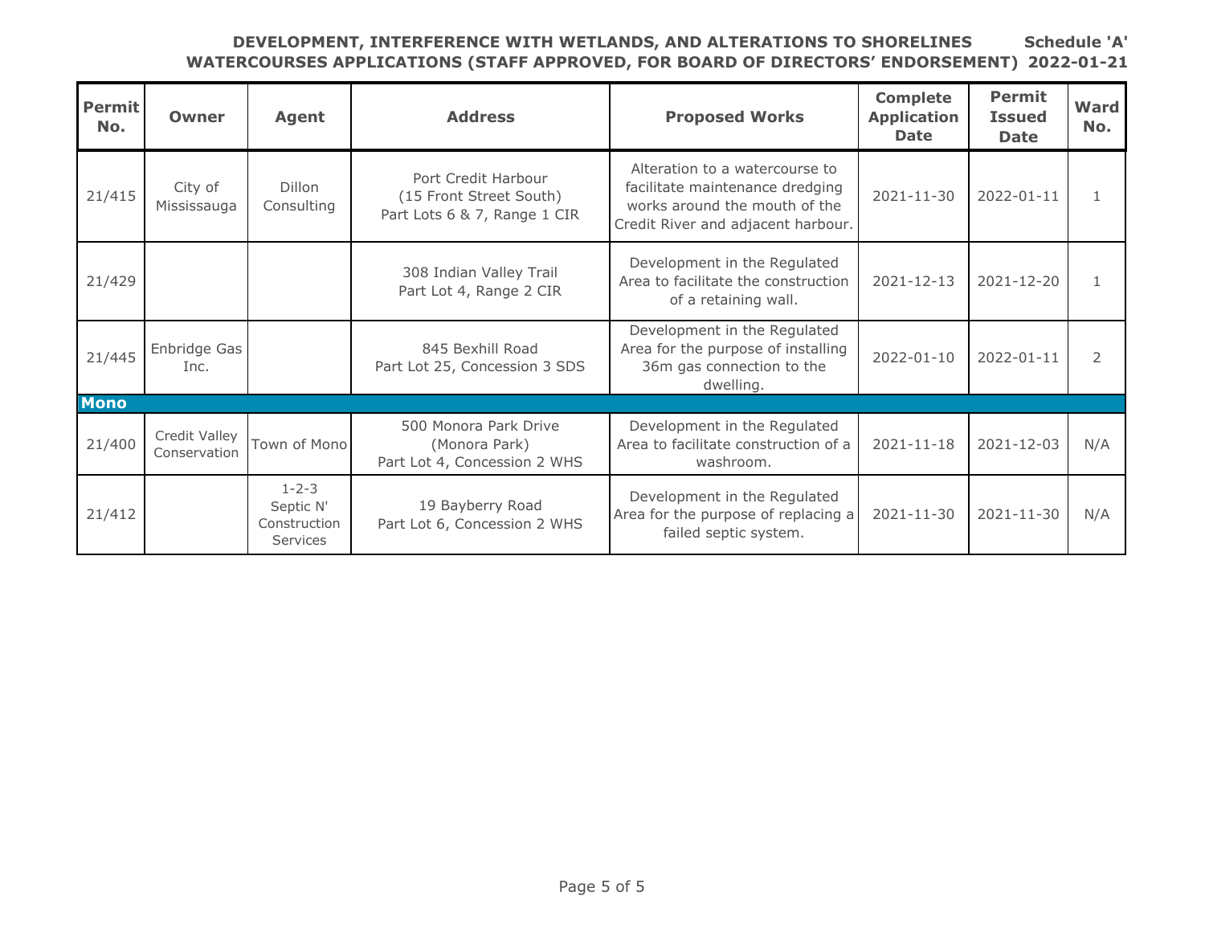**DEVELOPMENT, INTERFERENCE WITH WETLANDS, AND ALTERATIONS TO SHORELINES WATERCOURSES APPLICATIONS (STAFF APPROVED, FOR BOARD OF DIRECTORS' ENDORSEMENT)**

**Schedule 'A' 2022-01-21**

| Permit No. | Owner | Agent | Address | Proposed Works | Complete Application Date | Permit Issued Date | Ward No. |
|---|---|---|---|---|---|---|---|
| 21/415 | City of Mississauga | Dillon Consulting | Port Credit Harbour (15 Front Street South) Part Lots 6 & 7, Range 1 CIR | Alteration to a watercourse to facilitate maintenance dredging works around the mouth of the Credit River and adjacent harbour. | 2021-11-30 | 2022-01-11 | 1 |
| 21/429 | | | 308 Indian Valley Trail Part Lot 4, Range 2 CIR | Development in the Regulated Area to facilitate the construction of a retaining wall. | 2021-12-13 | 2021-12-20 | 1 |
| 21/445 | Enbridge Gas Inc. | | 845 Bexhill Road Part Lot 25, Concession 3 SDS | Development in the Regulated Area for the purpose of installing 36m gas connection to the dwelling. | 2022-01-10 | 2022-01-11 | 2 |
| **Mono** | | | | | | | |
| 21/400 | Credit Valley Conservation | Town of Mono | 500 Monora Park Drive (Monora Park) Part Lot 4, Concession 2 WHS | Development in the Regulated Area to facilitate construction of a washroom. | 2021-11-18 | 2021-12-03 | N/A |
| 21/412 | | 1-2-3 Septic N' Construction Services | 19 Bayberry Road Part Lot 6, Concession 2 WHS | Development in the Regulated Area for the purpose of replacing a failed septic system. | 2021-11-30 | 2021-11-30 | N/A |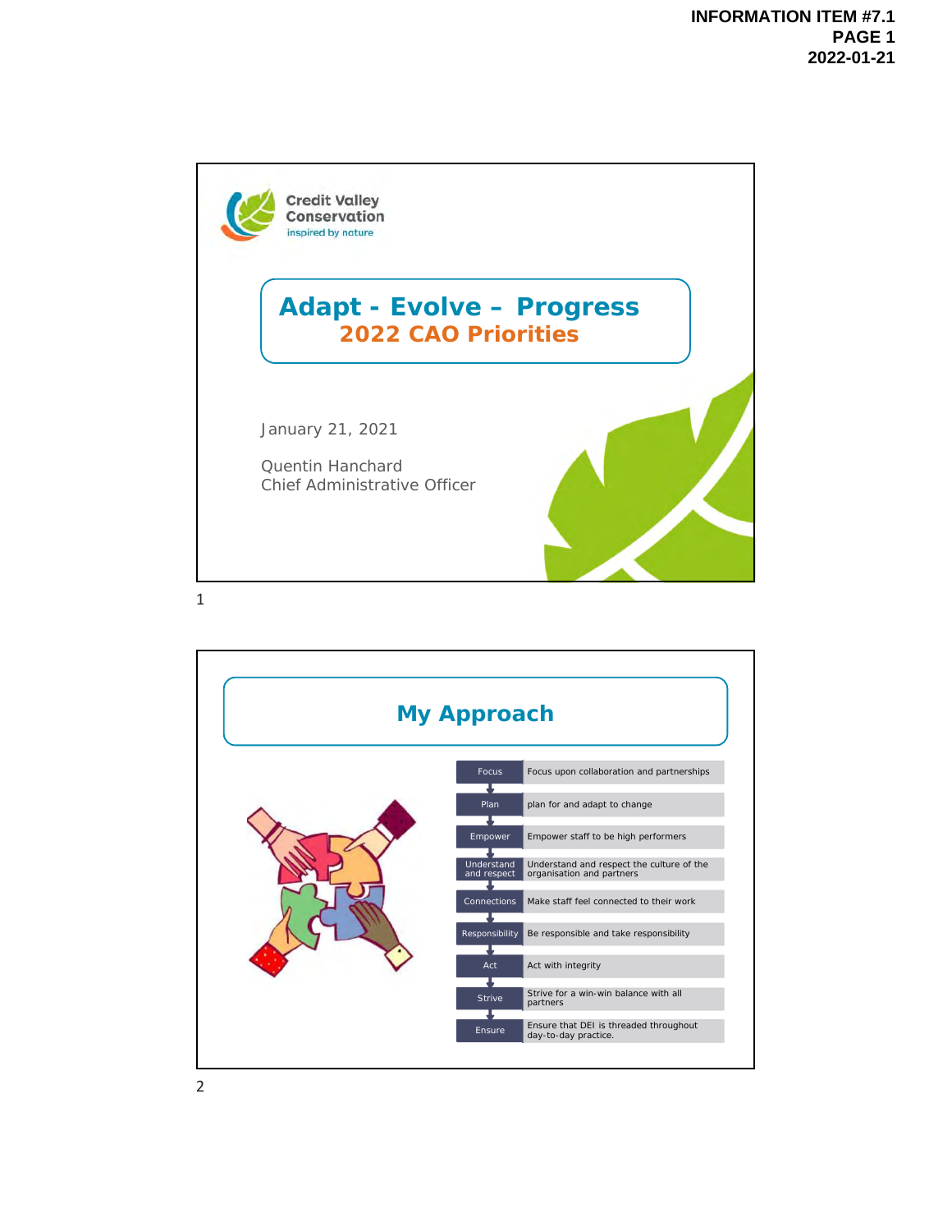Credit Valley Conservation
inspired by nature

# Adapt - Evolve – Progress
## 2022 CAO Priorities

January 21, 2021

Quentin Hanchard
Chief Administrative Officer

# My Approach

| | |
|---|---|
| Focus | Focus upon collaboration and partnerships |
| Plan | plan for and adapt to change |
| Empower | Empower staff to be high performers |
| Understand and respect | Understand and respect the culture of the organisation and partners |
| Connections | Make staff feel connected to their work |
| Responsibility | Be responsible and take responsibility |
| Act | Act with integrity |
| Strive | Strive for a win-win balance with all partners |
| Ensure | Ensure that DEI is threaded throughout day-to-day practice. |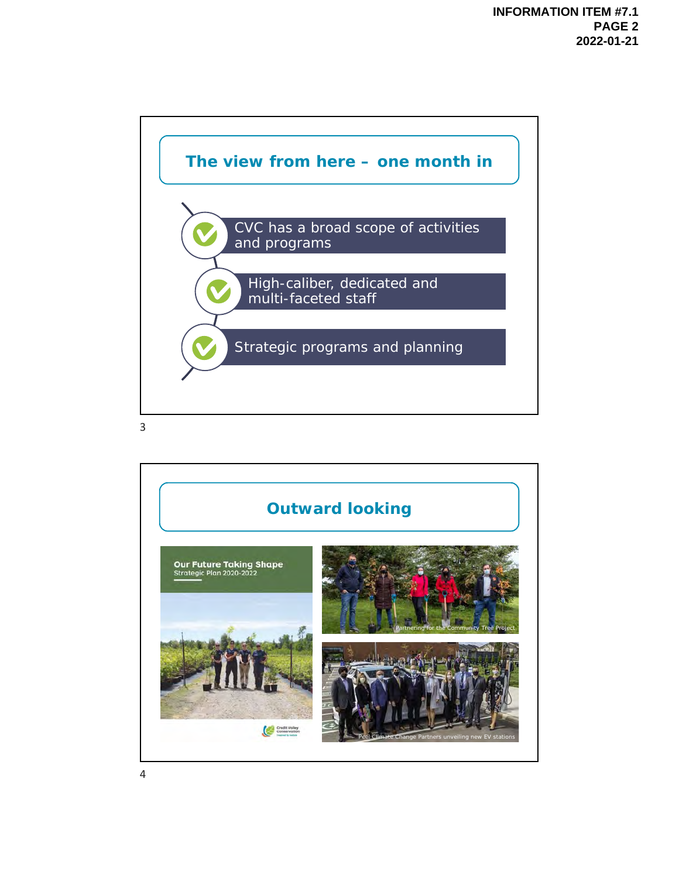## The view from here – one month in

- CVC has a broad scope of activities and programs
- High-caliber, dedicated and multi-faceted staff
- Strategic programs and planning

## Outward looking

Our Future Taking Shape
Strategic Plan 2020-2022

Partnering for the Community Tree Project

Peel Climate Change Partners unveiling new EV stations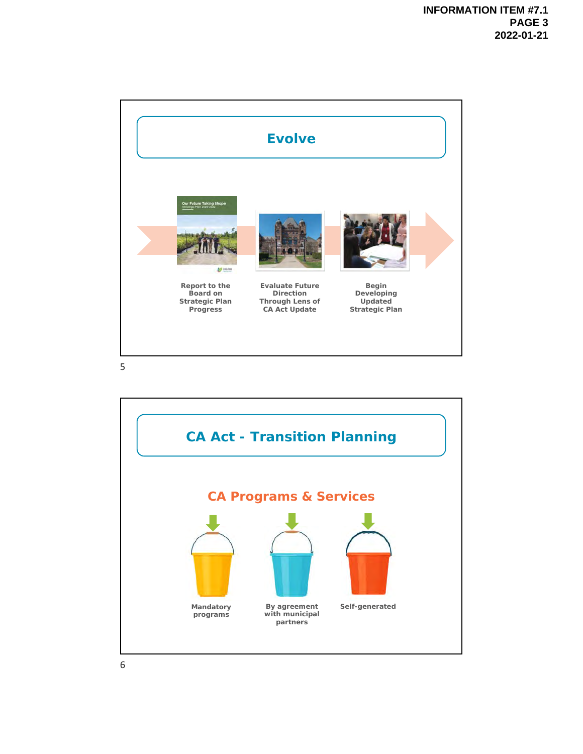## Evolve

Report to the Board on Strategic Plan Progress

Evaluate Future Direction Through Lens of CA Act Update

Begin Developing Updated Strategic Plan

## CA Act - Transition Planning

### CA Programs & Services

Mandatory programs

By agreement with municipal partners

Self-generated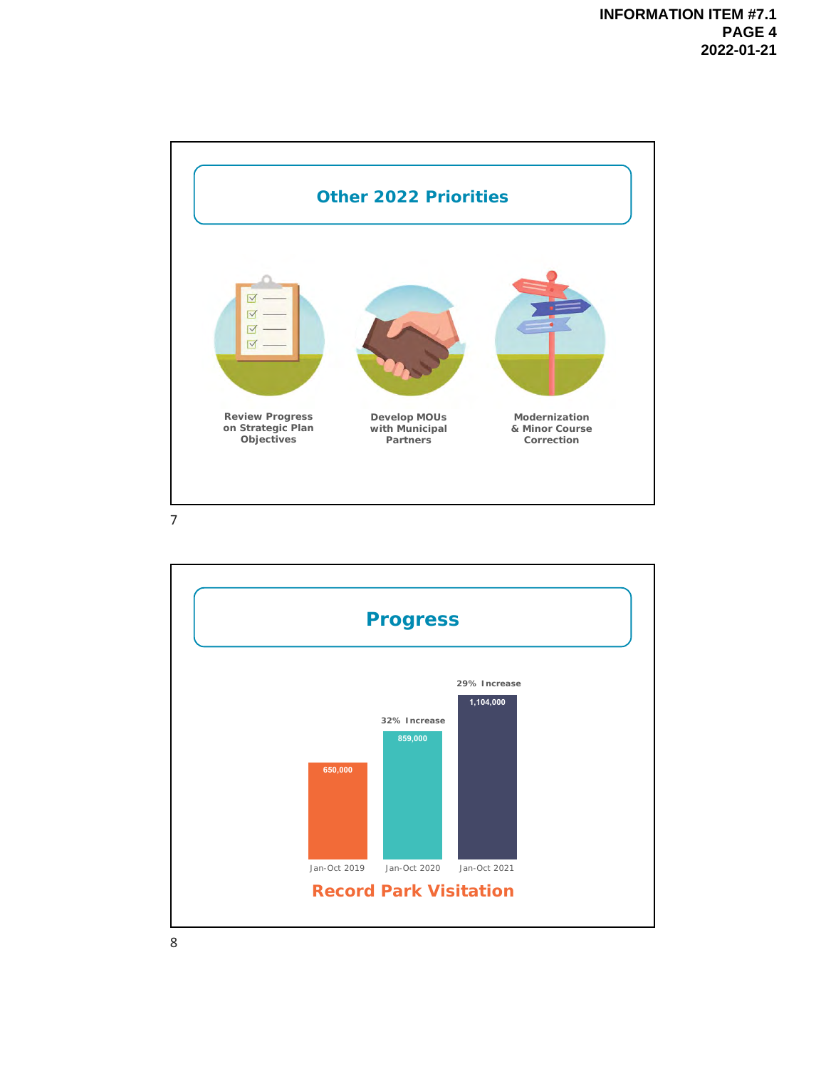## Other 2022 Priorities

- Review Progress on Strategic Plan Objectives
- Develop MOUs with Municipal Partners
- Modernization & Minor Course Correction

## Progress

| Period | Park Visitation | Change |
| --- | --- | --- |
| Jan-Oct 2019 | 650,000 | |
| Jan-Oct 2020 | 859,000 | 32% Increase |
| Jan-Oct 2021 | 1,104,000 | 29% Increase |

**Record Park Visitation**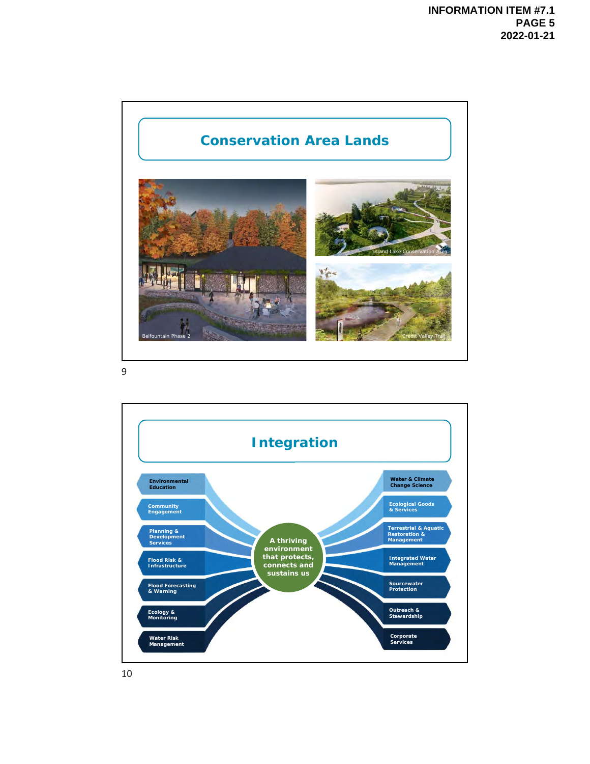## Conservation Area Lands

Belfountain Phase 2

Island Lake Conservation Area

Credit Valley Trail

## Integration

A thriving environment that protects, connects and sustains us

- Environmental Education
- Community Engagement
- Planning & Development Services
- Flood Risk & Infrastructure
- Flood Forecasting & Warning
- Ecology & Monitoring
- Water Risk Management
- Water & Climate Change Science
- Ecological Goods & Services
- Terrestrial & Aquatic Restoration & Management
- Integrated Water Management
- Sourcewater Protection
- Outreach & Stewardship
- Corporate Services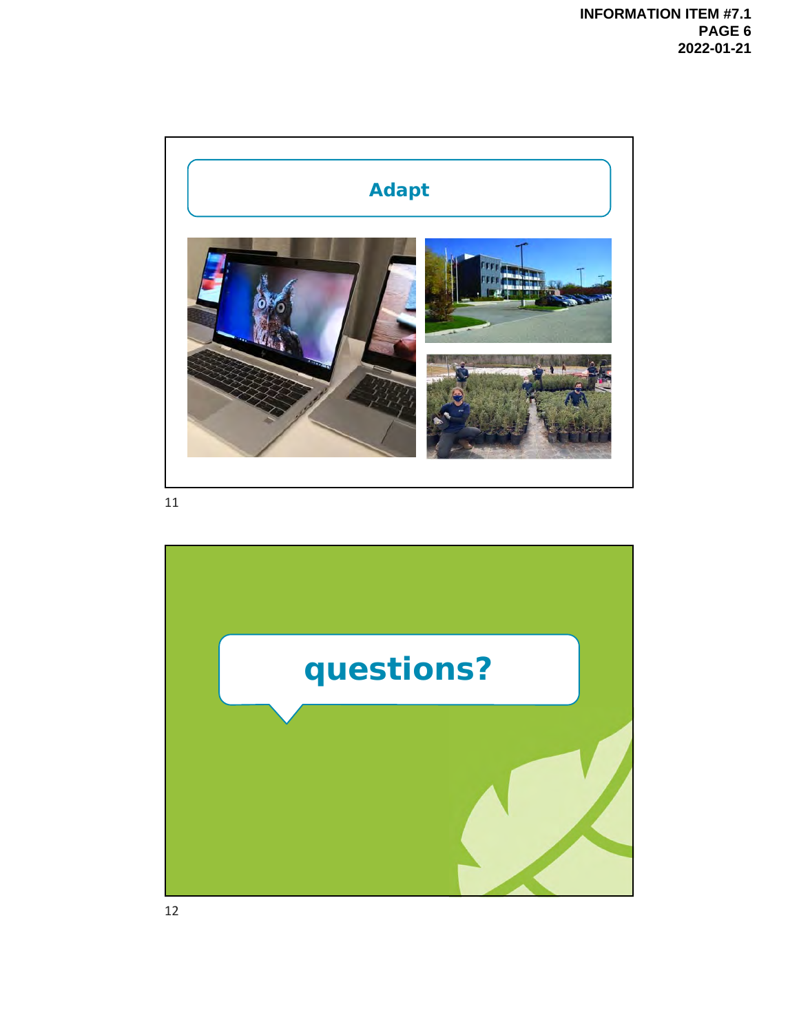## Adapt

11

## questions?

12